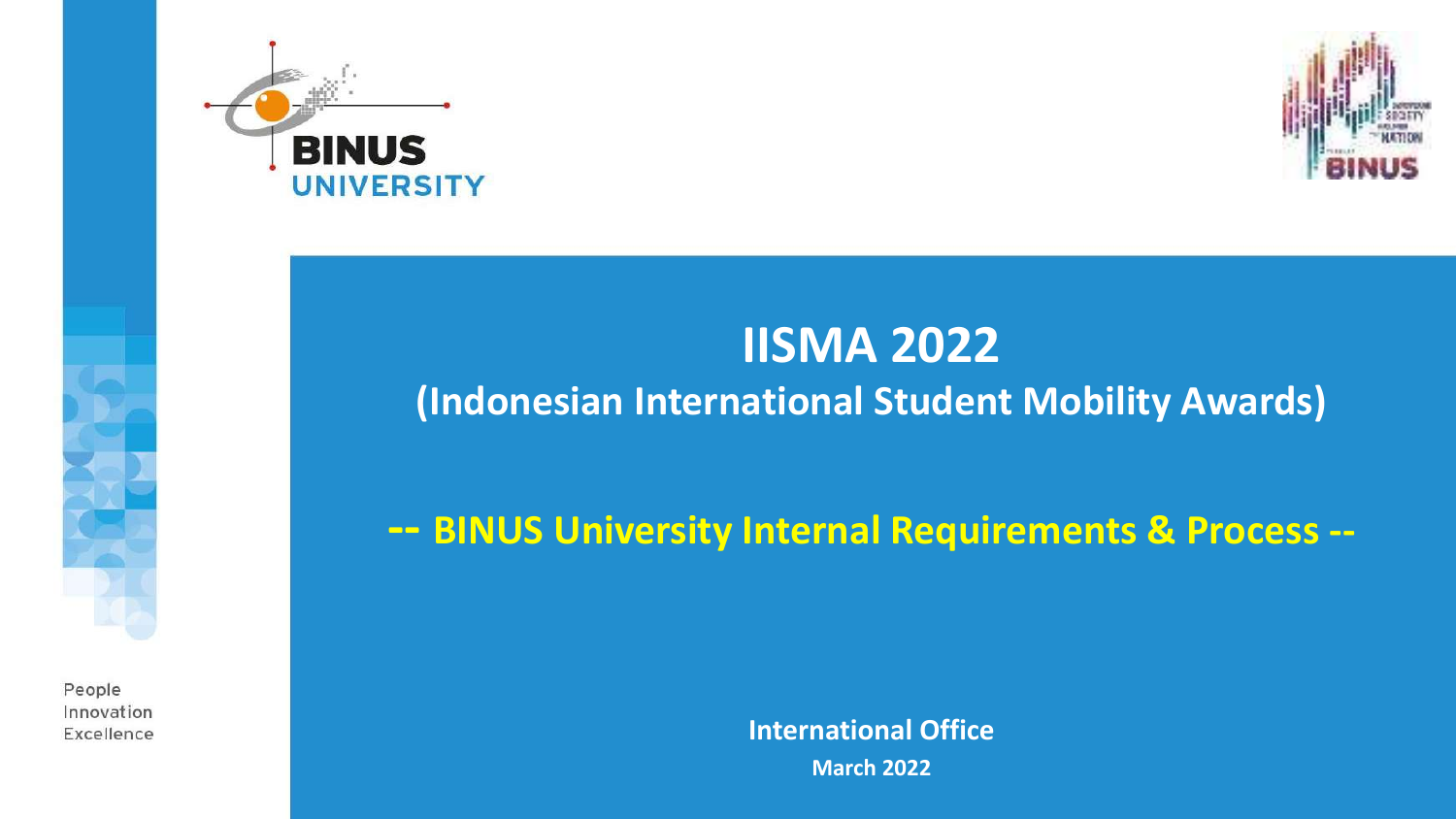BINUS UNIVERSITY

# IISMA 2022

## (Indonesian International Student Mobility Awards)

**-- BINUS University Internal Requirements & Process --**

**International Office**

**March 2022**

People
Innovation
Excellence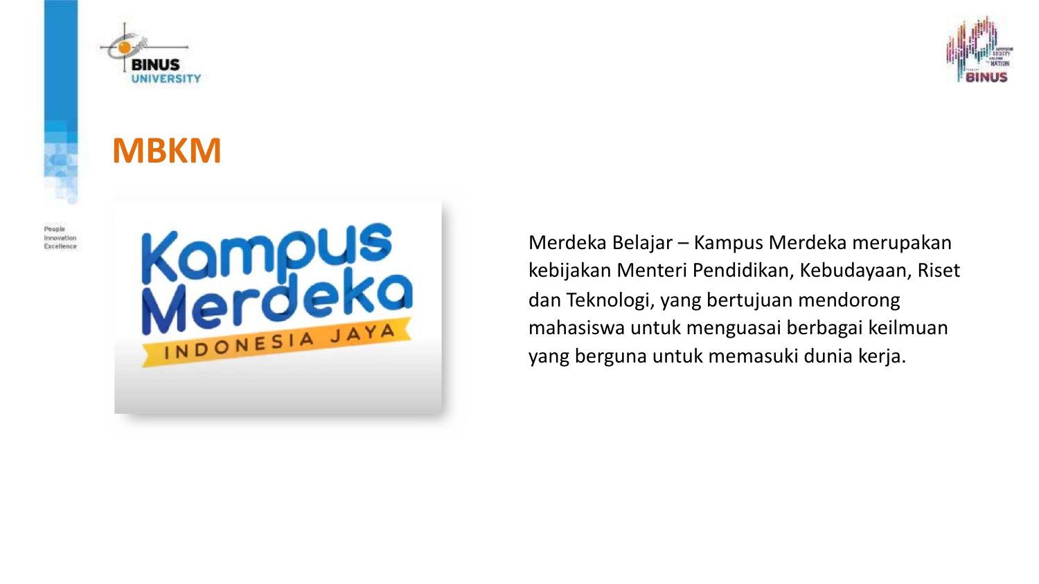# MBKM

Merdeka Belajar – Kampus Merdeka merupakan kebijakan Menteri Pendidikan, Kebudayaan, Riset dan Teknologi, yang bertujuan mendorong mahasiswa untuk menguasai berbagai keilmuan yang berguna untuk memasuki dunia kerja.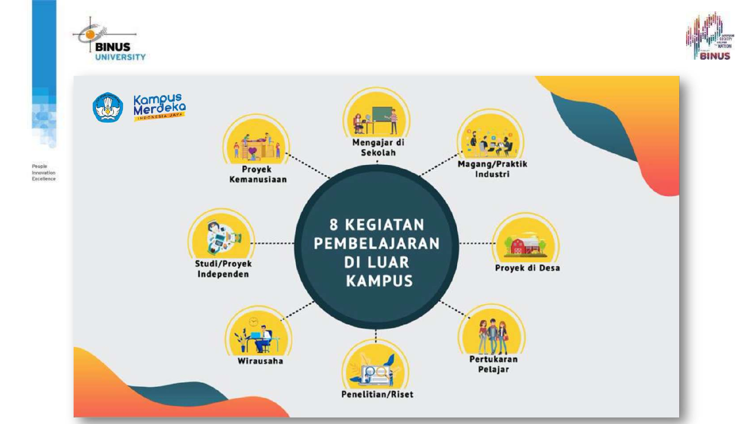# 8 KEGIATAN PEMBELAJARAN DI LUAR KAMPUS

- Mengajar di Sekolah
- Magang/Praktik Industri
- Proyek di Desa
- Pertukaran Pelajar
- Penelitian/Riset
- Wirausaha
- Studi/Proyek Independen
- Proyek Kemanusiaan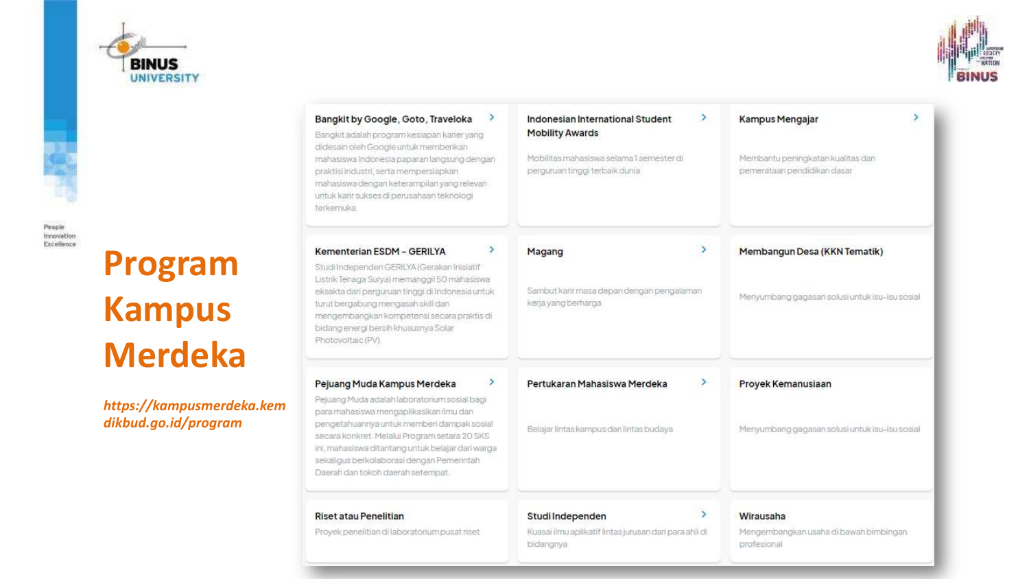# Program Kampus Merdeka

***https://kampusmerdeka.kemdikbud.go.id/program***

### Bangkit by Google, Goto, Traveloka

Bangkit adalah program kesiapan karier yang didesain oleh Google untuk memberikan mahasiswa Indonesia paparan langsung dengan praktisi industri, serta mempersiapkan mahasiswa dengan keterampilan yang relevan untuk karir sukses di perusahaan teknologi terkemuka.

### Indonesian International Student Mobility Awards

Mobilitas mahasiswa selama 1 semester di perguruan tinggi terbaik dunia

### Kampus Mengajar

Membantu peningkatan kualitas dan pemerataan pendidikan dasar

### Kementerian ESDM - GERILYA

Studi Independen GERILYA (Gerakan Inisiatif Listrik Tenaga Surya) memanggil 50 mahasiswa eksakta dari perguruan tinggi di Indonesia untuk turut bergabung mengasah skill dan mengembangkan kompetensi secara praktis di bidang energi bersih khususnya Solar Photovoltaic (PV).

### Magang

Sambut karir masa depan dengan pengalaman kerja yang berharga

### Membangun Desa (KKN Tematik)

Menyumbang gagasan solusi untuk isu-isu sosial

### Pejuang Muda Kampus Merdeka

Pejuang Muda adalah laboratorium sosial bagi para mahasiswa mengaplikasikan ilmu dan pengetahuannya untuk memberi dampak sosial secara konkret. Melalui Program setara 20 SKS ini, mahasiswa ditantang untuk belajar dari warga sekaligus berkolaborasi dengan Pemerintah Daerah dan tokoh daerah setempat.

### Pertukaran Mahasiswa Merdeka

Belajar lintas kampus dan lintas budaya

### Proyek Kemanusiaan

Menyumbang gagasan solusi untuk isu-isu sosial

### Riset atau Penelitian

Proyek penelitian di laboratorium pusat riset

### Studi Independen

Kuasai ilmu aplikatif lintas jurusan dari para ahli di bidangnya

### Wirausaha

Mengembangkan usaha di bawah bimbingan profesional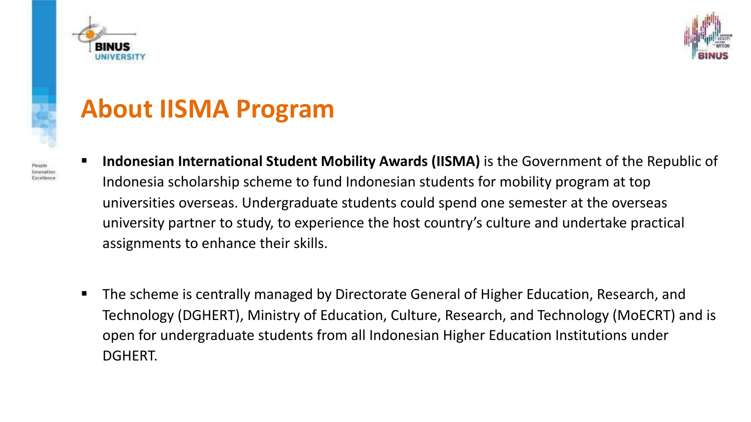# About IISMA Program

- **Indonesian International Student Mobility Awards (IISMA)** is the Government of the Republic of Indonesia scholarship scheme to fund Indonesian students for mobility program at top universities overseas. Undergraduate students could spend one semester at the overseas university partner to study, to experience the host country's culture and undertake practical assignments to enhance their skills.

- The scheme is centrally managed by Directorate General of Higher Education, Research, and Technology (DGHERT), Ministry of Education, Culture, Research, and Technology (MoECRT) and is open for undergraduate students from all Indonesian Higher Education Institutions under DGHERT.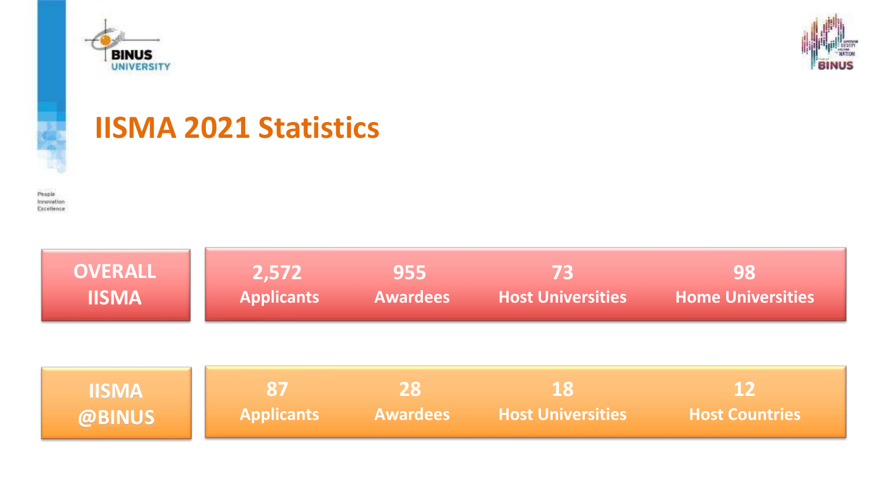# IISMA 2021 Statistics

| | | | | |
|---|---|---|---|---|
| OVERALL IISMA | 2,572 Applicants | 955 Awardees | 73 Host Universities | 98 Home Universities |
| IISMA @BINUS | 87 Applicants | 28 Awardees | 18 Host Universities | 12 Host Countries |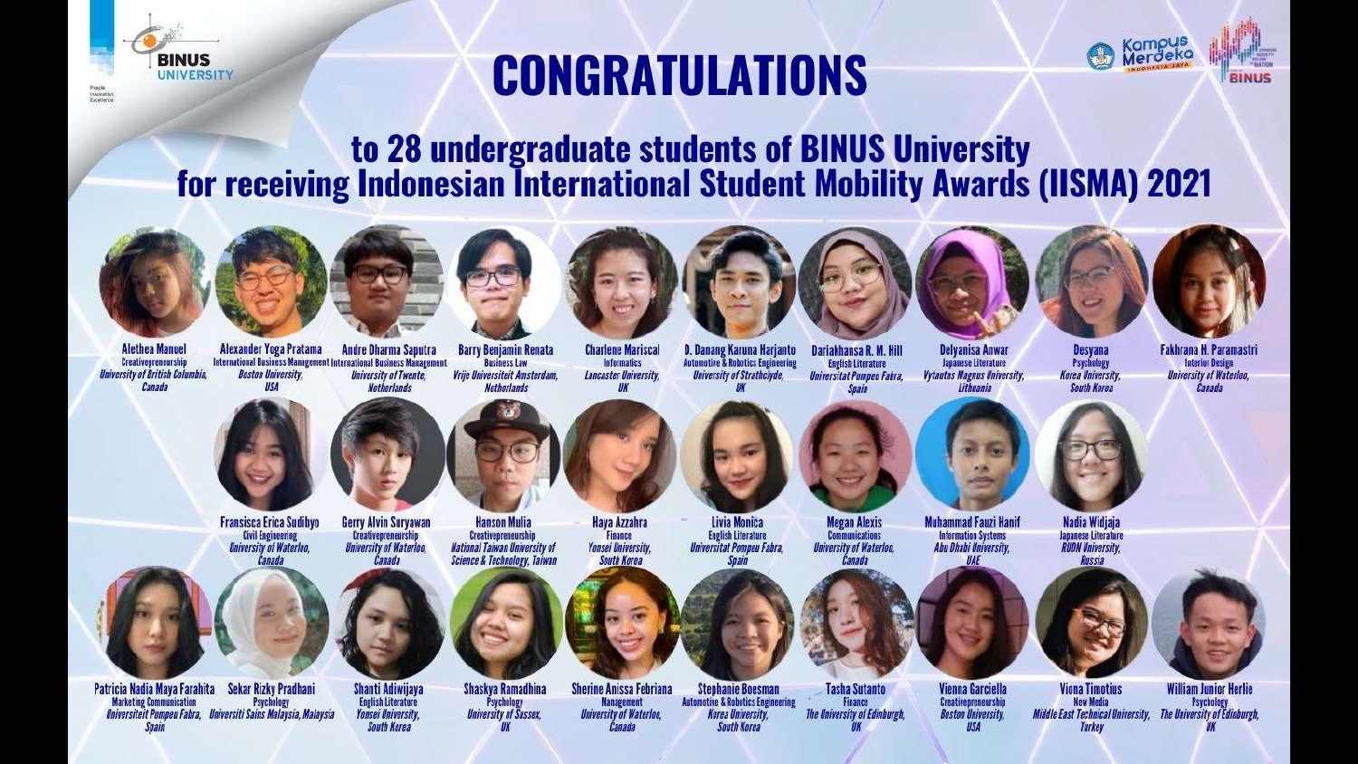# CONGRATULATIONS

## to 28 undergraduate students of BINUS University for receiving Indonesian International Student Mobility Awards (IISMA) 2021

**Alethea Manuel**
Creativepreneurship
*University of British Columbia, Canada*

**Alexander Yoga Pratama**
International Business Management
*Boston University, USA*

**Andre Dharma Saputra**
International Business Management
*University of Twente, Netherlands*

**Barry Benjamin Renata**
Business Law
*Vrije Universiteit Amsterdam, Netherlands*

**Charlene Mariscal**
Informatics
*Lancaster University, UK*

**D. Danang Karuna Harjanto**
Automotive & Robotics Engineering
*University of Strathclyde, UK*

**Dariakhansa R. M. Hill**
English Literature
*Universitat Pompeu Fabra, Spain*

**Delyanisa Anwar**
Japanese Literature
*Vytautas Magnus University, Lithuania*

**Desyana**
Psychology
*Korea University, South Korea*

**Fakhrana H. Paramastri**
Interior Design
*University of Waterloo, Canada*

**Fransisca Erica Sudibyo**
Civil Engineering
*University of Waterloo, Canada*

**Gerry Alvin Suryawan**
Creativepreneurship
*University of Waterloo, Canada*

**Hanson Mulia**
Creativepreneurship
*National Taiwan University of Science & Technology, Taiwan*

**Haya Azzahra**
Finance
*Yonsei University, South Korea*

**Livia Monica**
English Literature
*Universitat Pompeu Fabra, Spain*

**Megan Alexis**
Communications
*University of Waterloo, Canada*

**Muhammad Fauzi Hanif**
Information Systems
*Abu Dhabi University, UAE*

**Nadia Widjaja**
Japanese Literature
*RUDN University, Russia*

**Patricia Nadia Maya Farahita**
Marketing Communication
*Universiteit Pompeu Fabra, Spain*

**Sekar Rizky Pradhani**
Psychology
*Universiti Sains Malaysia, Malaysia*

**Shanti Adiwijaya**
English Literature
*Yonsei University, South Korea*

**Shaskya Ramadhina**
Psychology
*University of Sussex, UK*

**Sherine Anissa Febriana**
Management
*University of Waterloo, Canada*

**Stephanie Boesman**
Automotive & Robotics Engineering
*Korea University, South Korea*

**Tasha Sutanto**
Finance
*The University of Edinburgh, UK*

**Vienna Garciella**
Creativepreneurship
*Boston University, USA*

**Viona Timotius**
New Media
*Middle East Technical University, Turkey*

**William Junior Herlie**
Psychology
*The University of Edinburgh, UK*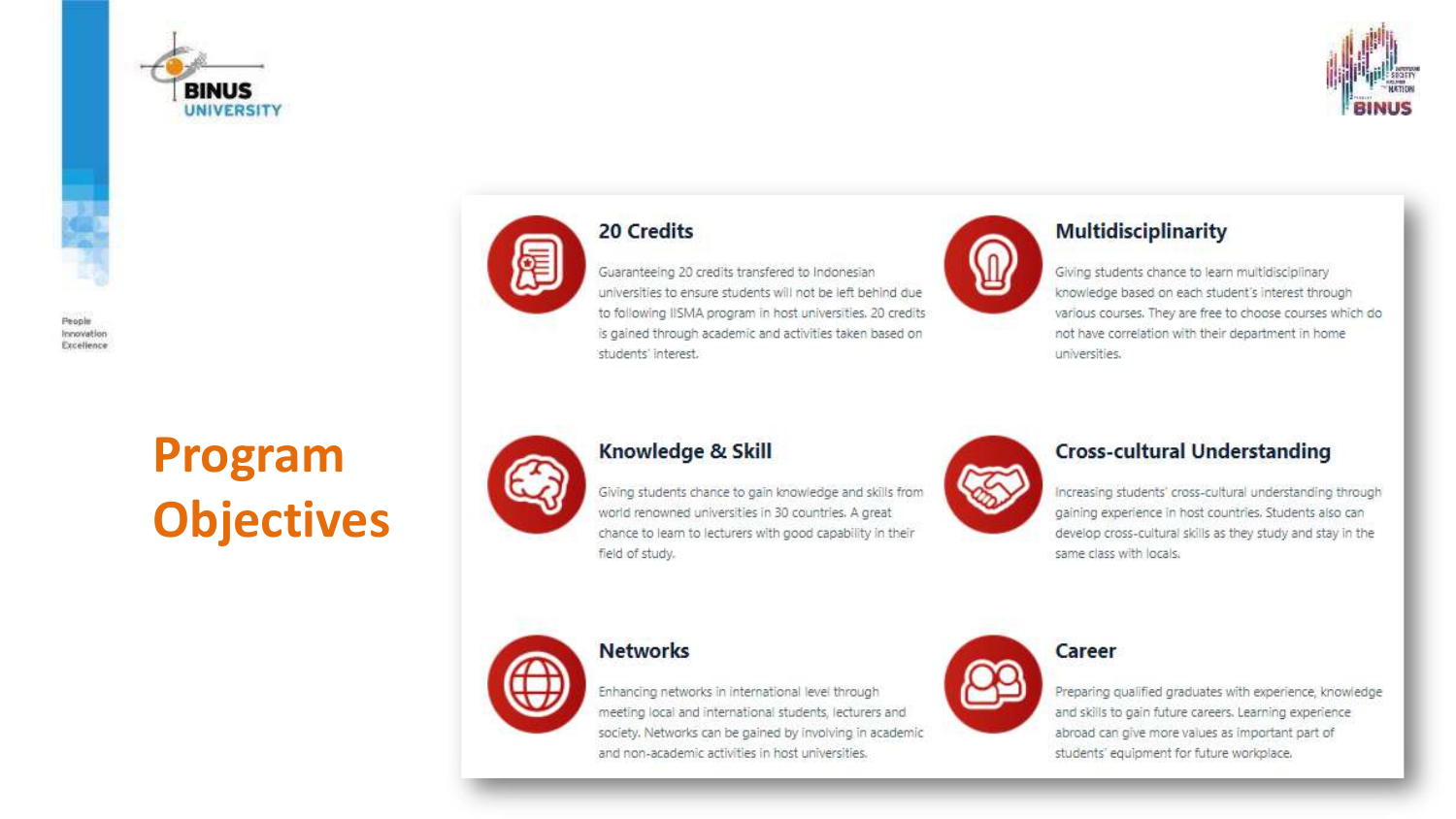# Program Objectives

### 20 Credits

Guaranteeing 20 credits transfered to Indonesian universities to ensure students will not be left behind due to following IISMA program in host universities. 20 credits is gained through academic and activities taken based on students' interest.

### Multidisciplinarity

Giving students chance to learn multidisciplinary knowledge based on each student's interest through various courses. They are free to choose courses which do not have correlation with their department in home universities.

### Knowledge & Skill

Giving students chance to gain knowledge and skills from world renowned universities in 30 countries. A great chance to learn to lecturers with good capability in their field of study.

### Cross-cultural Understanding

Increasing students' cross-cultural understanding through gaining experience in host countries. Students also can develop cross-cultural skills as they study and stay in the same class with locals.

### Networks

Enhancing networks in international level through meeting local and international students, lecturers and society. Networks can be gained by involving in academic and non-academic activities in host universities.

### Career

Preparing qualified graduates with experience, knowledge and skills to gain future careers. Learning experience abroad can give more values as important part of students' equipment for future workplace.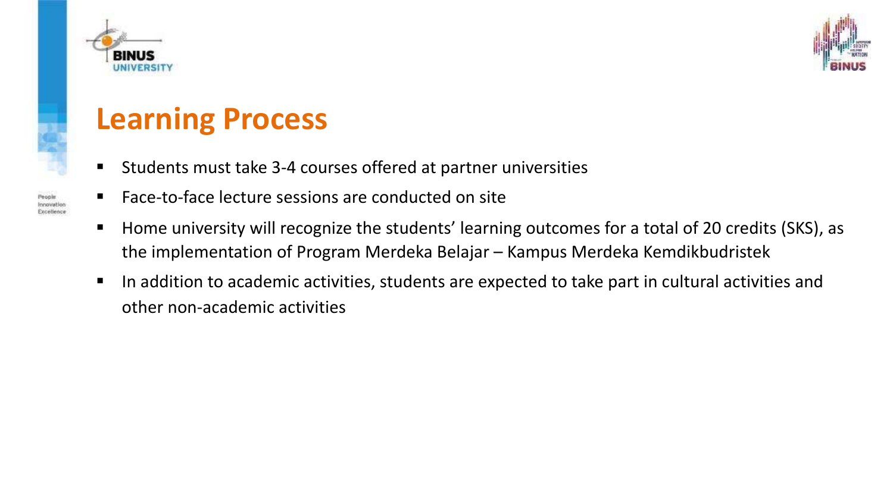# Learning Process

- Students must take 3-4 courses offered at partner universities
- Face-to-face lecture sessions are conducted on site
- Home university will recognize the students' learning outcomes for a total of 20 credits (SKS), as the implementation of Program Merdeka Belajar – Kampus Merdeka Kemdikbudristek
- In addition to academic activities, students are expected to take part in cultural activities and other non-academic activities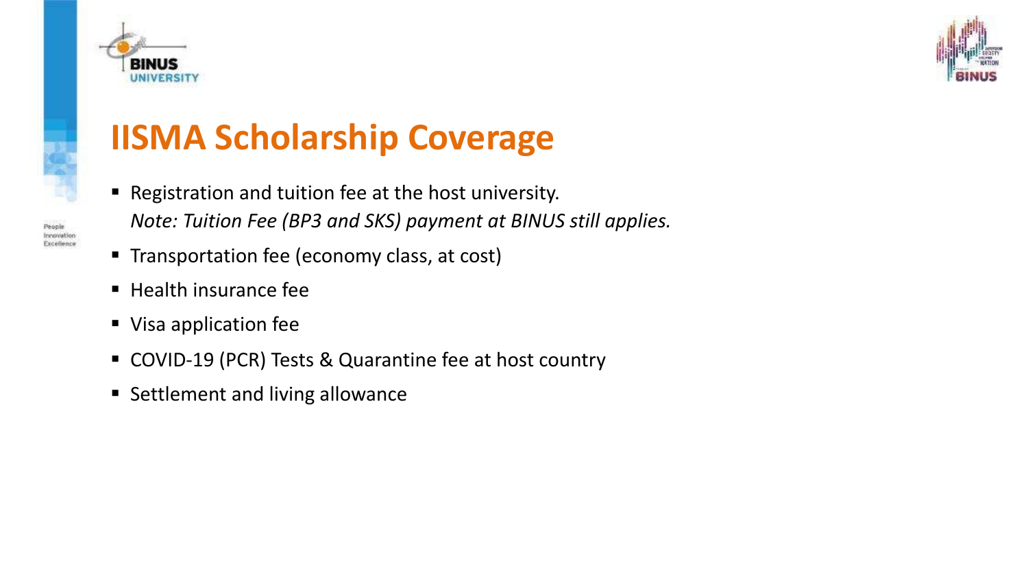# IISMA Scholarship Coverage

- Registration and tuition fee at the host university.
  *Note: Tuition Fee (BP3 and SKS) payment at BINUS still applies.*
- Transportation fee (economy class, at cost)
- Health insurance fee
- Visa application fee
- COVID-19 (PCR) Tests & Quarantine fee at host country
- Settlement and living allowance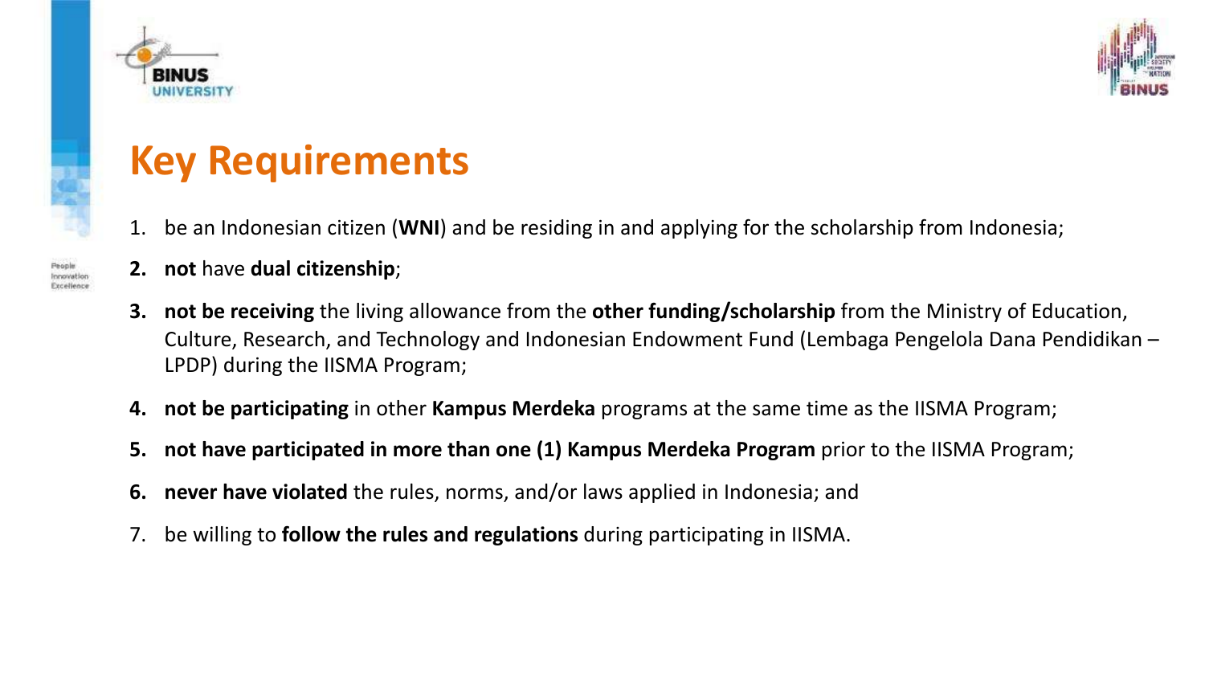# Key Requirements

1. be an Indonesian citizen (**WNI**) and be residing in and applying for the scholarship from Indonesia;
2. **not** have **dual citizenship**;
3. **not be receiving** the living allowance from the **other funding/scholarship** from the Ministry of Education, Culture, Research, and Technology and Indonesian Endowment Fund (Lembaga Pengelola Dana Pendidikan – LPDP) during the IISMA Program;
4. **not be participating** in other **Kampus Merdeka** programs at the same time as the IISMA Program;
5. **not have participated in more than one (1) Kampus Merdeka Program** prior to the IISMA Program;
6. **never have violated** the rules, norms, and/or laws applied in Indonesia; and
7. be willing to **follow the rules and regulations** during participating in IISMA.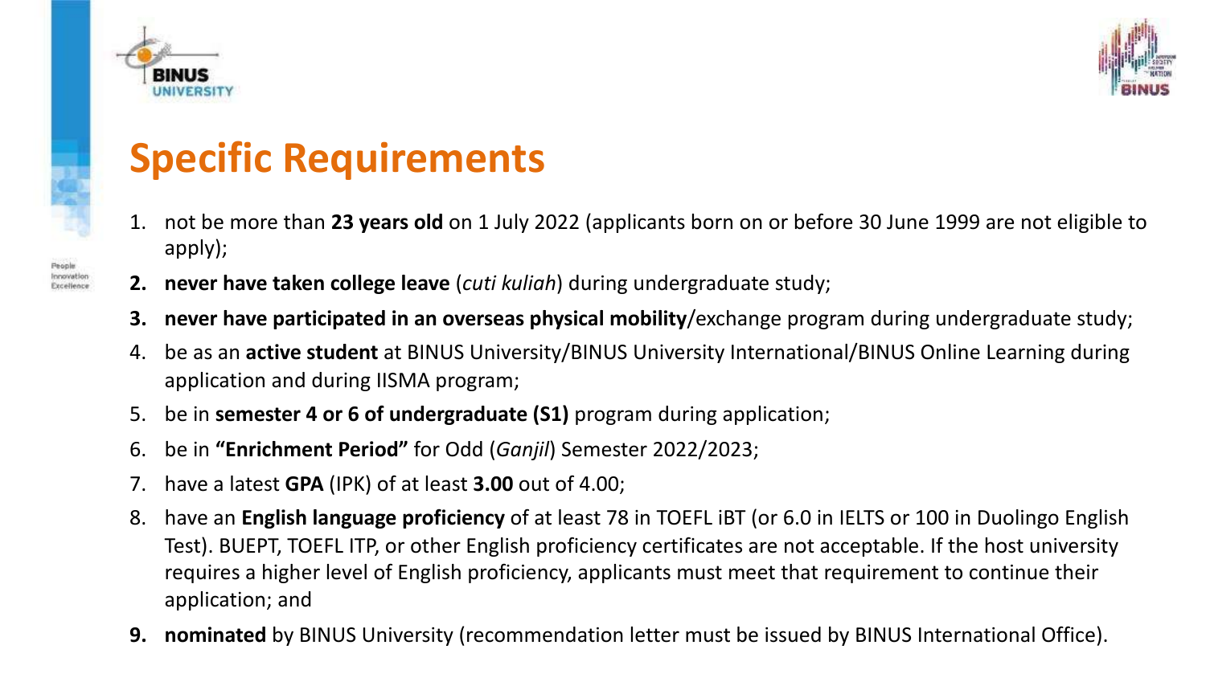# Specific Requirements

1. not be more than **23 years old** on 1 July 2022 (applicants born on or before 30 June 1999 are not eligible to apply);
2. **never have taken college leave** (*cuti kuliah*) during undergraduate study;
3. **never have participated in an overseas physical mobility**/exchange program during undergraduate study;
4. be as an **active student** at BINUS University/BINUS University International/BINUS Online Learning during application and during IISMA program;
5. be in **semester 4 or 6 of undergraduate (S1)** program during application;
6. be in **"Enrichment Period"** for Odd (*Ganjil*) Semester 2022/2023;
7. have a latest **GPA** (IPK) of at least **3.00** out of 4.00;
8. have an **English language proficiency** of at least 78 in TOEFL iBT (or 6.0 in IELTS or 100 in Duolingo English Test). BUEPT, TOEFL ITP, or other English proficiency certificates are not acceptable. If the host university requires a higher level of English proficiency, applicants must meet that requirement to continue their application; and
9. **nominated** by BINUS University (recommendation letter must be issued by BINUS International Office).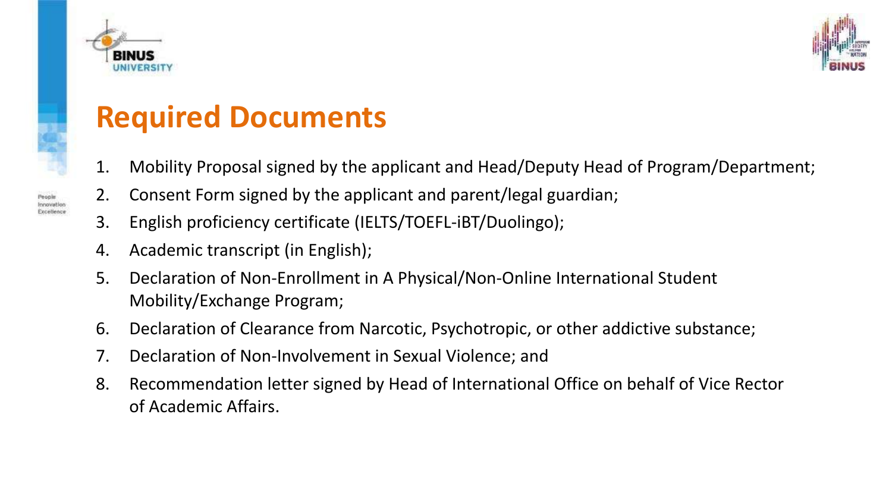# Required Documents

1. Mobility Proposal signed by the applicant and Head/Deputy Head of Program/Department;
2. Consent Form signed by the applicant and parent/legal guardian;
3. English proficiency certificate (IELTS/TOEFL-iBT/Duolingo);
4. Academic transcript (in English);
5. Declaration of Non-Enrollment in A Physical/Non-Online International Student Mobility/Exchange Program;
6. Declaration of Clearance from Narcotic, Psychotropic, or other addictive substance;
7. Declaration of Non-Involvement in Sexual Violence; and
8. Recommendation letter signed by Head of International Office on behalf of Vice Rector of Academic Affairs.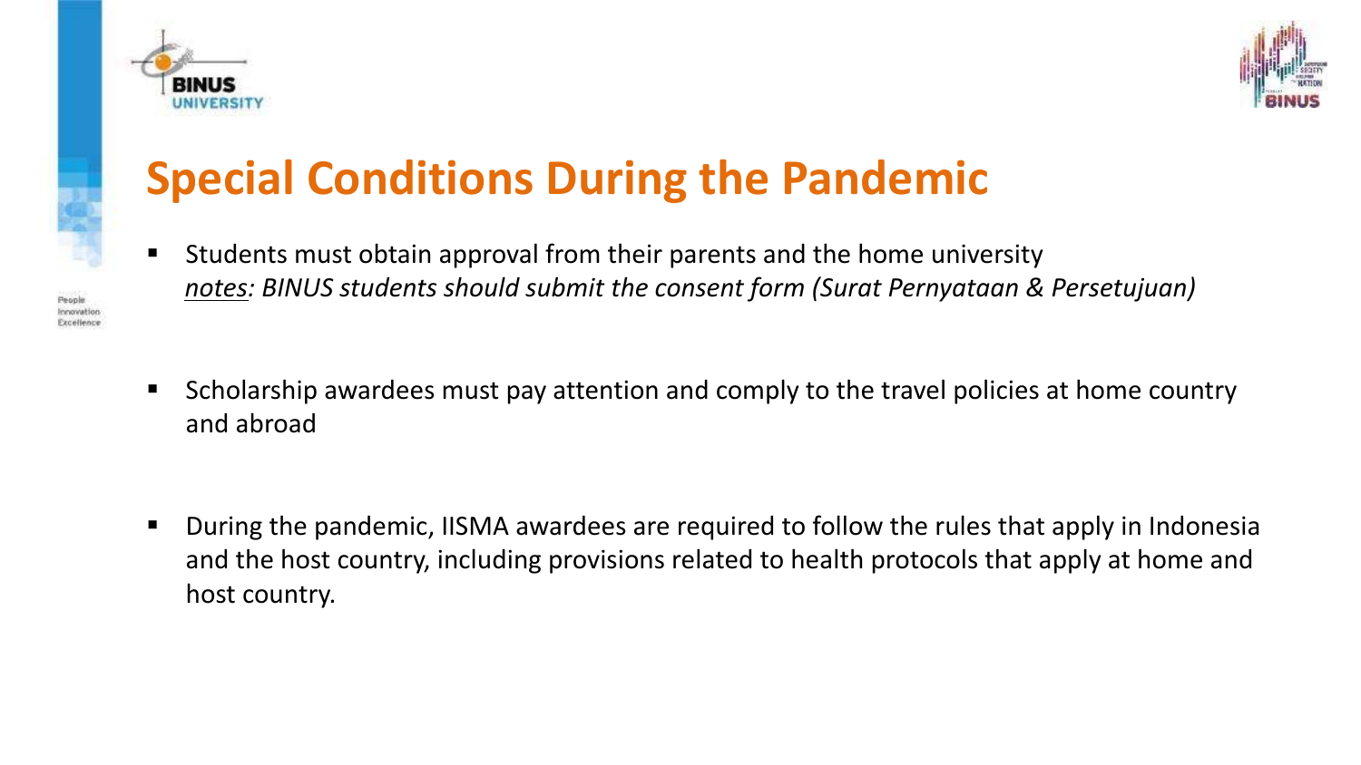# Special Conditions During the Pandemic

- Students must obtain approval from their parents and the home university
  *<u>notes</u>: BINUS students should submit the consent form (Surat Pernyataan & Persetujuan)*

- Scholarship awardees must pay attention and comply to the travel policies at home country and abroad

- During the pandemic, IISMA awardees are required to follow the rules that apply in Indonesia and the host country, including provisions related to health protocols that apply at home and host country.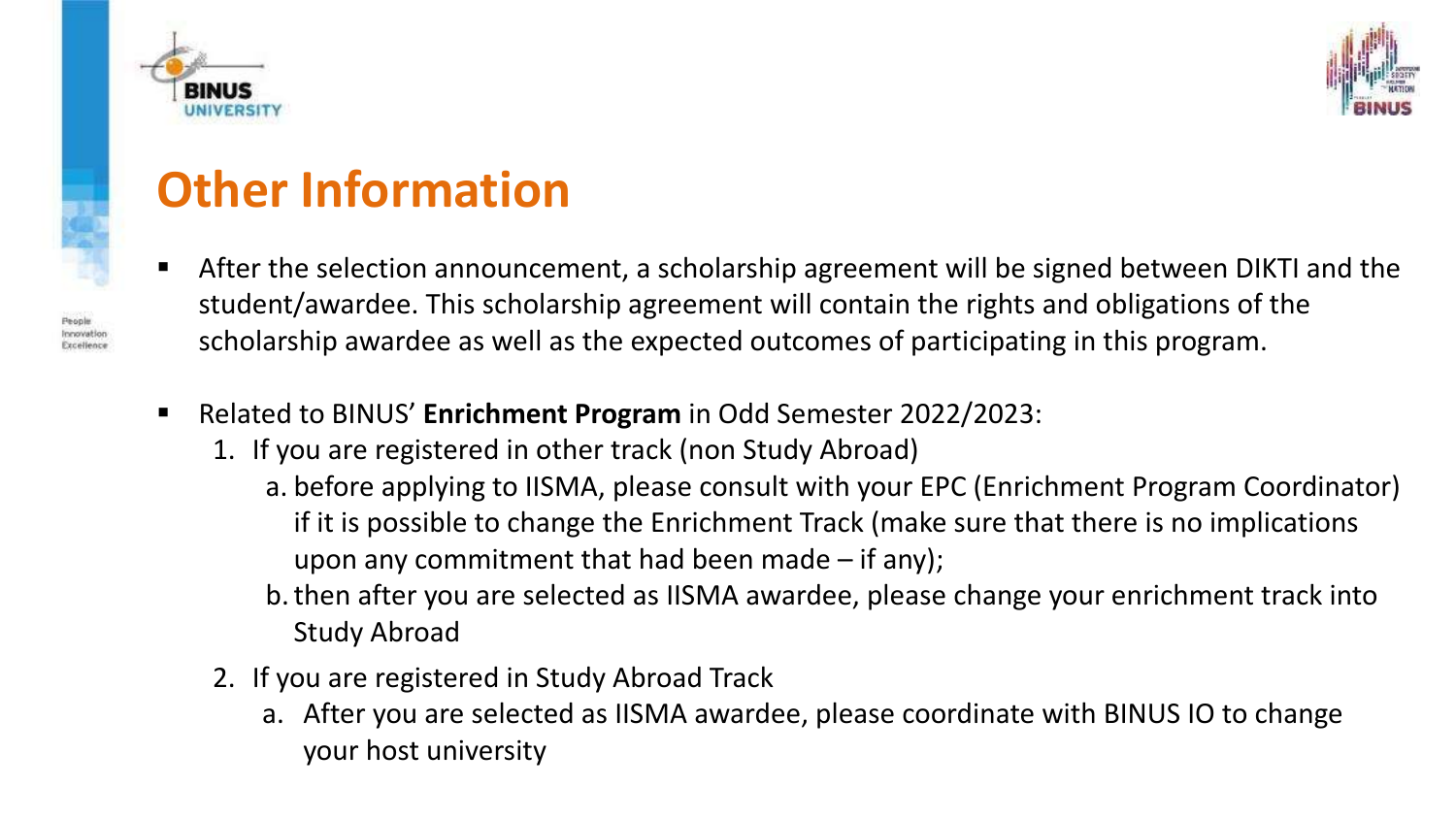# Other Information

- After the selection announcement, a scholarship agreement will be signed between DIKTI and the student/awardee. This scholarship agreement will contain the rights and obligations of the scholarship awardee as well as the expected outcomes of participating in this program.

- Related to BINUS' **Enrichment Program** in Odd Semester 2022/2023:
  1. If you are registered in other track (non Study Abroad)
     a. before applying to IISMA, please consult with your EPC (Enrichment Program Coordinator) if it is possible to change the Enrichment Track (make sure that there is no implications upon any commitment that had been made – if any);
     b. then after you are selected as IISMA awardee, please change your enrichment track into Study Abroad
  2. If you are registered in Study Abroad Track
     a. After you are selected as IISMA awardee, please coordinate with BINUS IO to change your host university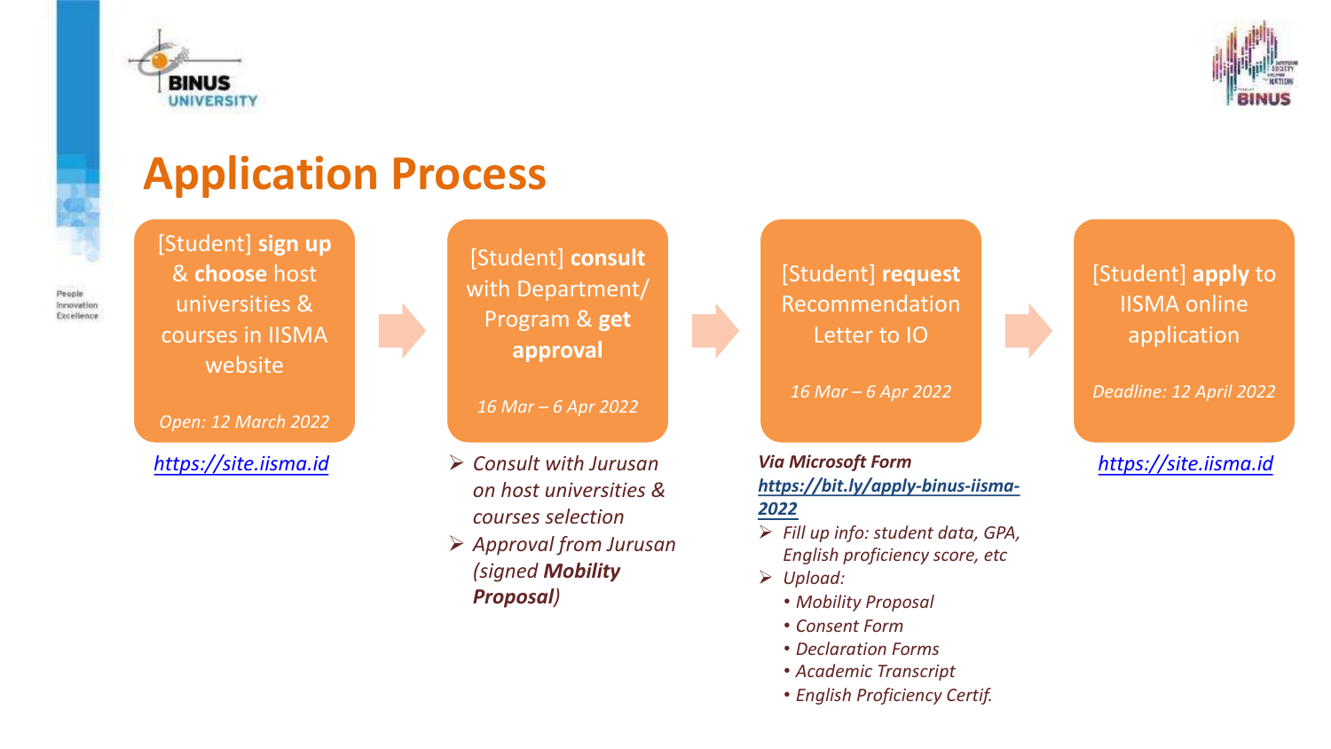# Application Process

**Step 1:** [Student] **sign up** & **choose** host universities & courses in IISMA website

*Open: 12 March 2022*

*https://site.iisma.id*

**Step 2:** [Student] **consult** with Department/ Program & **get approval**

*16 Mar – 6 Apr 2022*

- *Consult with Jurusan on host universities & courses selection*
- *Approval from Jurusan (signed **Mobility Proposal**)*

**Step 3:** [Student] **request** Recommendation Letter to IO

*16 Mar – 6 Apr 2022*

***Via Microsoft Form***

***https://bit.ly/apply-binus-iisma-2022***

- *Fill up info: student data, GPA, English proficiency score, etc*
- *Upload:*
  - *Mobility Proposal*
  - *Consent Form*
  - *Declaration Forms*
  - *Academic Transcript*
  - *English Proficiency Certif.*

**Step 4:** [Student] **apply** to IISMA online application

*Deadline: 12 April 2022*

*https://site.iisma.id*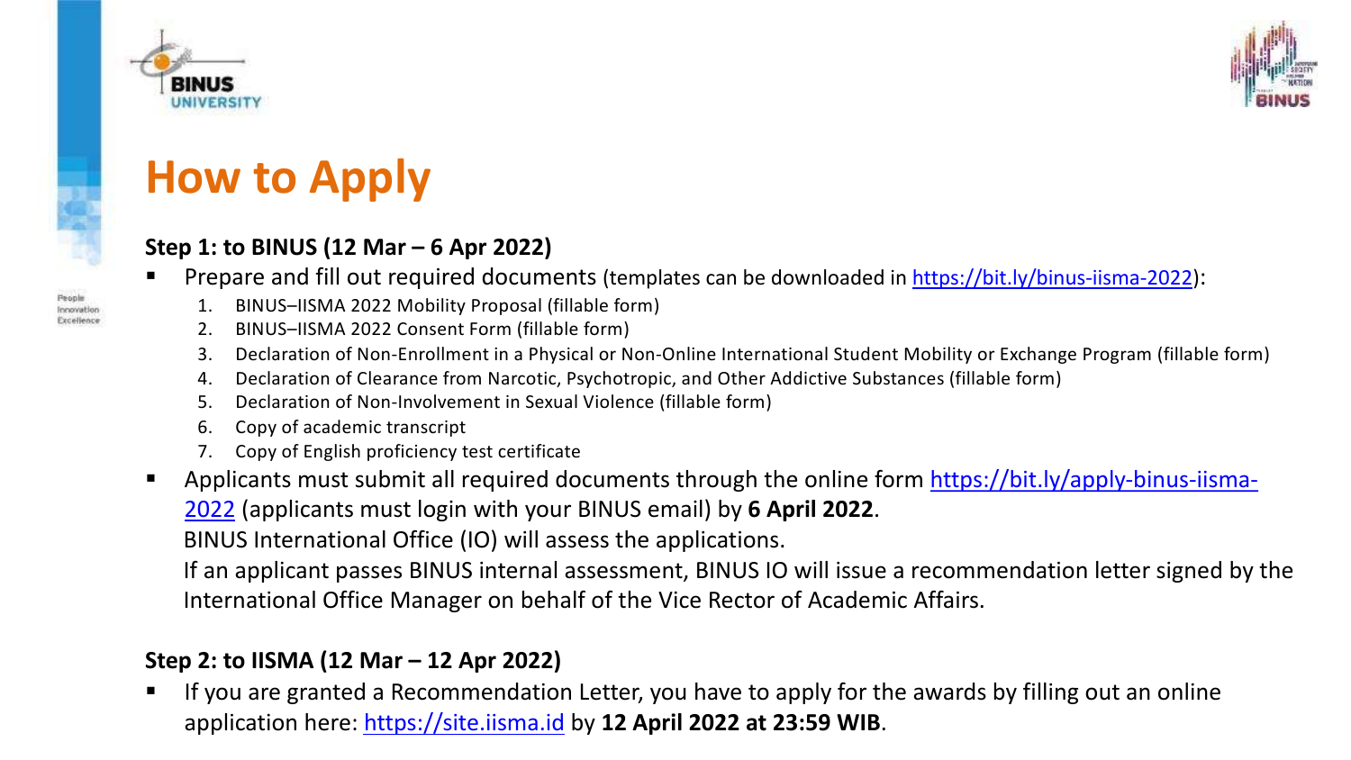# How to Apply

### Step 1: to BINUS (12 Mar – 6 Apr 2022)

- Prepare and fill out required documents (templates can be downloaded in https://bit.ly/binus-iisma-2022):
    1. BINUS–IISMA 2022 Mobility Proposal (fillable form)
    2. BINUS–IISMA 2022 Consent Form (fillable form)
    3. Declaration of Non-Enrollment in a Physical or Non-Online International Student Mobility or Exchange Program (fillable form)
    4. Declaration of Clearance from Narcotic, Psychotropic, and Other Addictive Substances (fillable form)
    5. Declaration of Non-Involvement in Sexual Violence (fillable form)
    6. Copy of academic transcript
    7. Copy of English proficiency test certificate
- Applicants must submit all required documents through the online form https://bit.ly/apply-binus-iisma-2022 (applicants must login with your BINUS email) by **6 April 2022**.

  BINUS International Office (IO) will assess the applications.

  If an applicant passes BINUS internal assessment, BINUS IO will issue a recommendation letter signed by the International Office Manager on behalf of the Vice Rector of Academic Affairs.

### Step 2: to IISMA (12 Mar – 12 Apr 2022)

- If you are granted a Recommendation Letter, you have to apply for the awards by filling out an online application here: https://site.iisma.id by **12 April 2022 at 23:59 WIB**.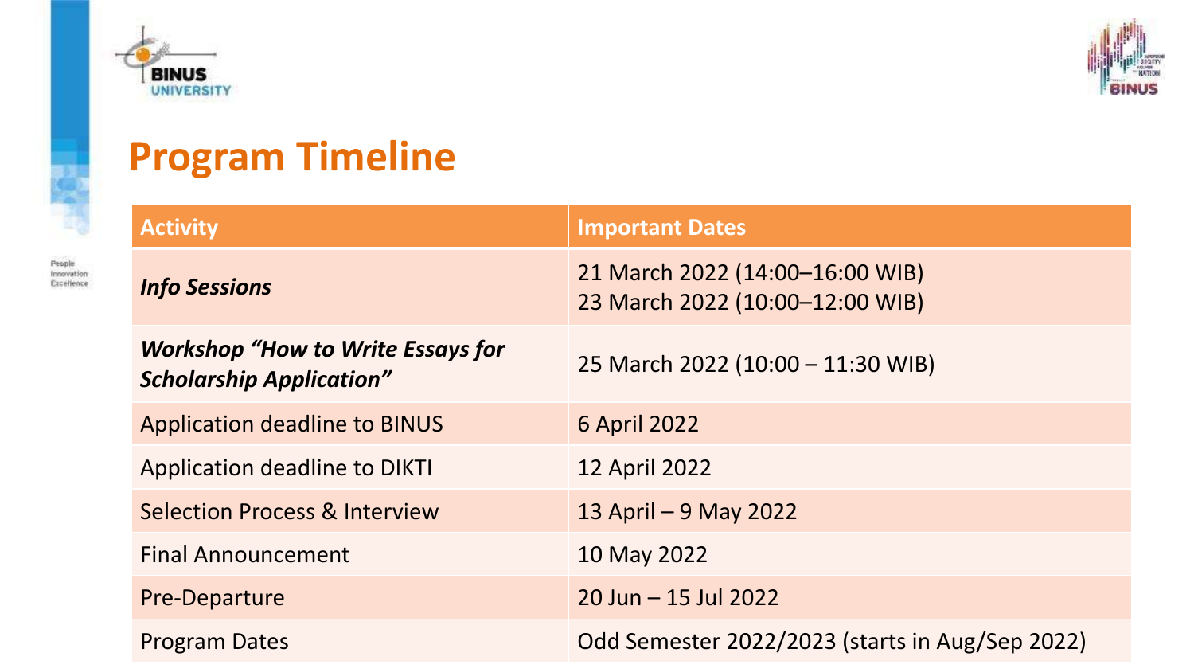# Program Timeline

| Activity | Important Dates |
| --- | --- |
| ***Info Sessions*** | 21 March 2022 (14:00–16:00 WIB)<br>23 March 2022 (10:00–12:00 WIB) |
| ***Workshop “How to Write Essays for Scholarship Application”*** | 25 March 2022 (10:00 – 11:30 WIB) |
| Application deadline to BINUS | 6 April 2022 |
| Application deadline to DIKTI | 12 April 2022 |
| Selection Process & Interview | 13 April – 9 May 2022 |
| Final Announcement | 10 May 2022 |
| Pre-Departure | 20 Jun – 15 Jul 2022 |
| Program Dates | Odd Semester 2022/2023 (starts in Aug/Sep 2022) |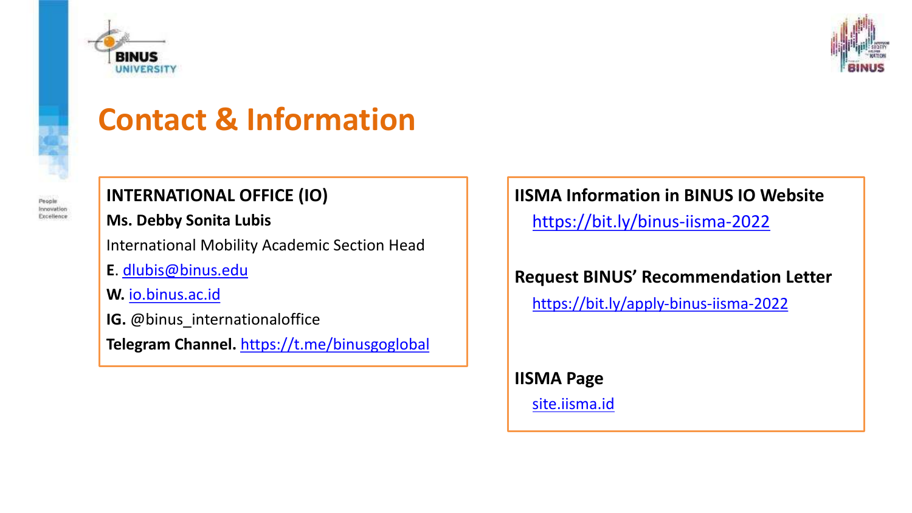# Contact & Information

**INTERNATIONAL OFFICE (IO)**

**Ms. Debby Sonita Lubis**

International Mobility Academic Section Head

**E**. dlubis@binus.edu

**W.** io.binus.ac.id

**IG.** @binus_internationaloffice

**Telegram Channel.** https://t.me/binusgoglobal

**IISMA Information in BINUS IO Website**

https://bit.ly/binus-iisma-2022

**Request BINUS' Recommendation Letter**

https://bit.ly/apply-binus-iisma-2022

**IISMA Page**

site.iisma.id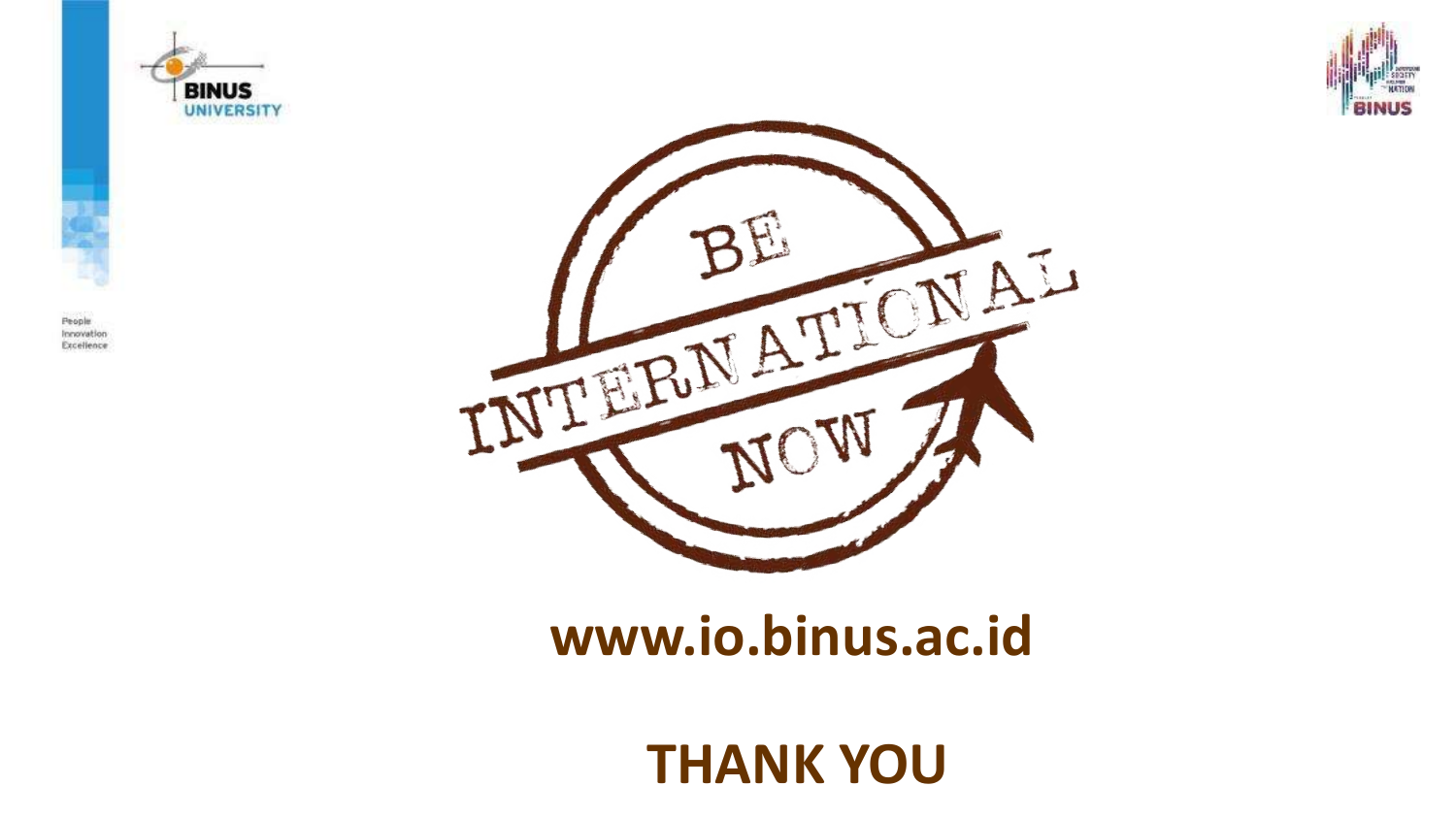BE INTERNATIONAL NOW

**www.io.binus.ac.id**

**THANK YOU**